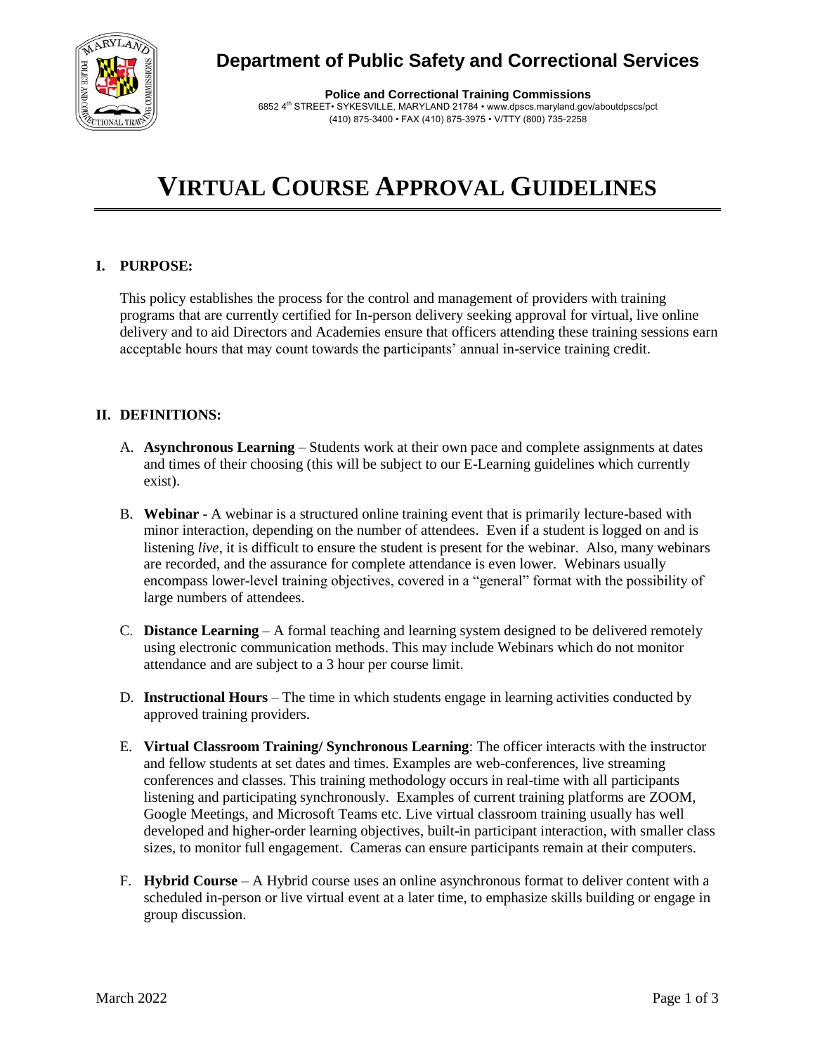# Department of Public Safety and Correctional Services

**Police and Correctional Training Commissions**
6852 4th STREET• SYKESVILLE, MARYLAND 21784 • www.dpscs.maryland.gov/aboutdpscs/pct
(410) 875-3400 • FAX (410) 875-3975 • V/TTY (800) 735-2258

# VIRTUAL COURSE APPROVAL GUIDELINES

## I. PURPOSE:

This policy establishes the process for the control and management of providers with training programs that are currently certified for In-person delivery seeking approval for virtual, live online delivery and to aid Directors and Academies ensure that officers attending these training sessions earn acceptable hours that may count towards the participants' annual in-service training credit.

## II. DEFINITIONS:

A. **Asynchronous Learning** – Students work at their own pace and complete assignments at dates and times of their choosing (this will be subject to our E-Learning guidelines which currently exist).

B. **Webinar** - A webinar is a structured online training event that is primarily lecture-based with minor interaction, depending on the number of attendees. Even if a student is logged on and is listening *live*, it is difficult to ensure the student is present for the webinar. Also, many webinars are recorded, and the assurance for complete attendance is even lower. Webinars usually encompass lower-level training objectives, covered in a "general" format with the possibility of large numbers of attendees.

C. **Distance Learning** – A formal teaching and learning system designed to be delivered remotely using electronic communication methods. This may include Webinars which do not monitor attendance and are subject to a 3 hour per course limit.

D. **Instructional Hours** – The time in which students engage in learning activities conducted by approved training providers.

E. **Virtual Classroom Training/ Synchronous Learning**: The officer interacts with the instructor and fellow students at set dates and times. Examples are web-conferences, live streaming conferences and classes. This training methodology occurs in real-time with all participants listening and participating synchronously. Examples of current training platforms are ZOOM, Google Meetings, and Microsoft Teams etc. Live virtual classroom training usually has well developed and higher-order learning objectives, built-in participant interaction, with smaller class sizes, to monitor full engagement. Cameras can ensure participants remain at their computers.

F. **Hybrid Course** – A Hybrid course uses an online asynchronous format to deliver content with a scheduled in-person or live virtual event at a later time, to emphasize skills building or engage in group discussion.

March 2022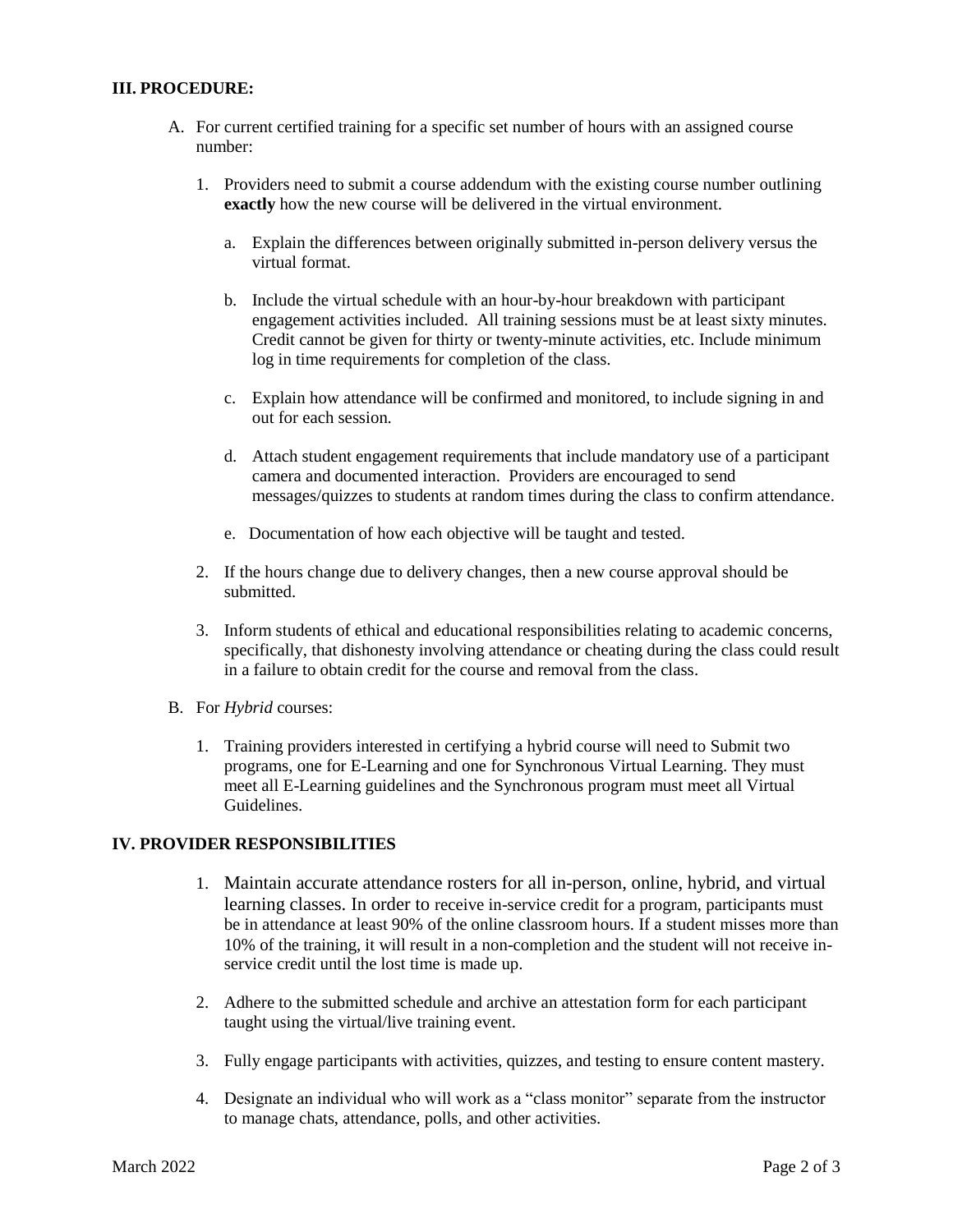## III. PROCEDURE:

A. For current certified training for a specific set number of hours with an assigned course number:

1. Providers need to submit a course addendum with the existing course number outlining **exactly** how the new course will be delivered in the virtual environment.

   a. Explain the differences between originally submitted in-person delivery versus the virtual format.

   b. Include the virtual schedule with an hour-by-hour breakdown with participant engagement activities included. All training sessions must be at least sixty minutes. Credit cannot be given for thirty or twenty-minute activities, etc. Include minimum log in time requirements for completion of the class.

   c. Explain how attendance will be confirmed and monitored, to include signing in and out for each session.

   d. Attach student engagement requirements that include mandatory use of a participant camera and documented interaction. Providers are encouraged to send messages/quizzes to students at random times during the class to confirm attendance.

   e. Documentation of how each objective will be taught and tested.

2. If the hours change due to delivery changes, then a new course approval should be submitted.

3. Inform students of ethical and educational responsibilities relating to academic concerns, specifically, that dishonesty involving attendance or cheating during the class could result in a failure to obtain credit for the course and removal from the class.

B. For *Hybrid* courses:

1. Training providers interested in certifying a hybrid course will need to Submit two programs, one for E-Learning and one for Synchronous Virtual Learning. They must meet all E-Learning guidelines and the Synchronous program must meet all Virtual Guidelines.

## IV. PROVIDER RESPONSIBILITIES

1. Maintain accurate attendance rosters for all in-person, online, hybrid, and virtual learning classes. In order to receive in-service credit for a program, participants must be in attendance at least 90% of the online classroom hours. If a student misses more than 10% of the training, it will result in a non-completion and the student will not receive in-service credit until the lost time is made up.

2. Adhere to the submitted schedule and archive an attestation form for each participant taught using the virtual/live training event.

3. Fully engage participants with activities, quizzes, and testing to ensure content mastery.

4. Designate an individual who will work as a "class monitor" separate from the instructor to manage chats, attendance, polls, and other activities.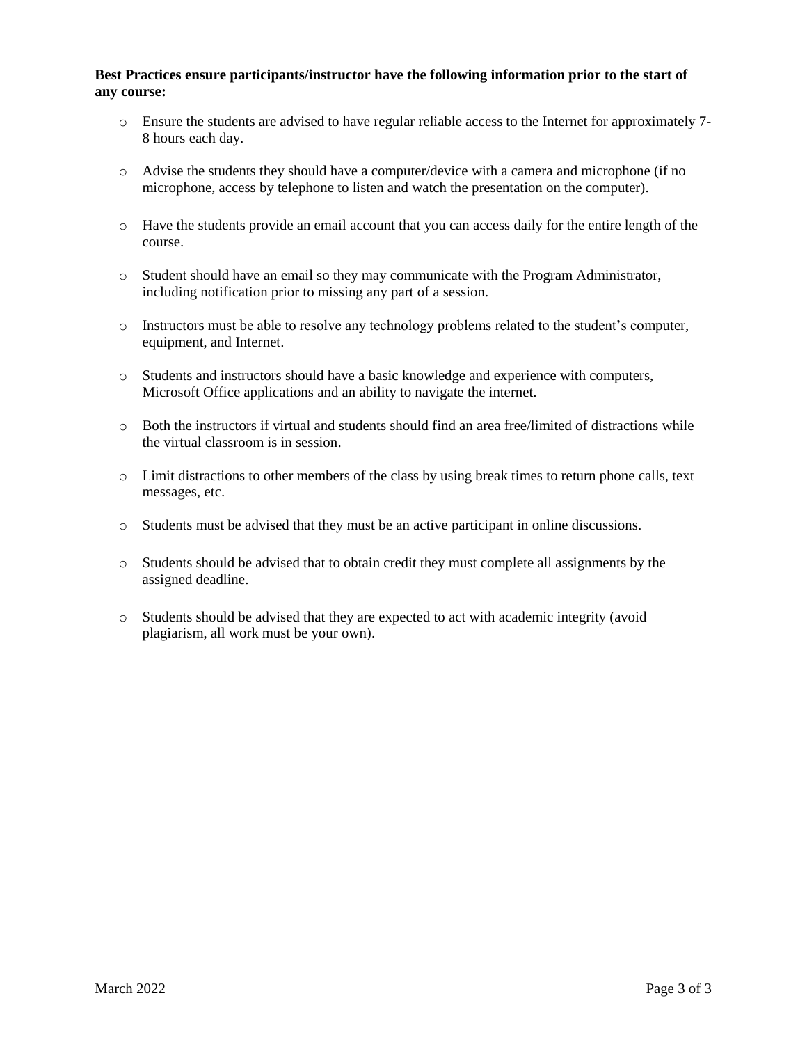**Best Practices ensure participants/instructor have the following information prior to the start of any course:**

- Ensure the students are advised to have regular reliable access to the Internet for approximately 7-8 hours each day.
- Advise the students they should have a computer/device with a camera and microphone (if no microphone, access by telephone to listen and watch the presentation on the computer).
- Have the students provide an email account that you can access daily for the entire length of the course.
- Student should have an email so they may communicate with the Program Administrator, including notification prior to missing any part of a session.
- Instructors must be able to resolve any technology problems related to the student's computer, equipment, and Internet.
- Students and instructors should have a basic knowledge and experience with computers, Microsoft Office applications and an ability to navigate the internet.
- Both the instructors if virtual and students should find an area free/limited of distractions while the virtual classroom is in session.
- Limit distractions to other members of the class by using break times to return phone calls, text messages, etc.
- Students must be advised that they must be an active participant in online discussions.
- Students should be advised that to obtain credit they must complete all assignments by the assigned deadline.
- Students should be advised that they are expected to act with academic integrity (avoid plagiarism, all work must be your own).

March 2022